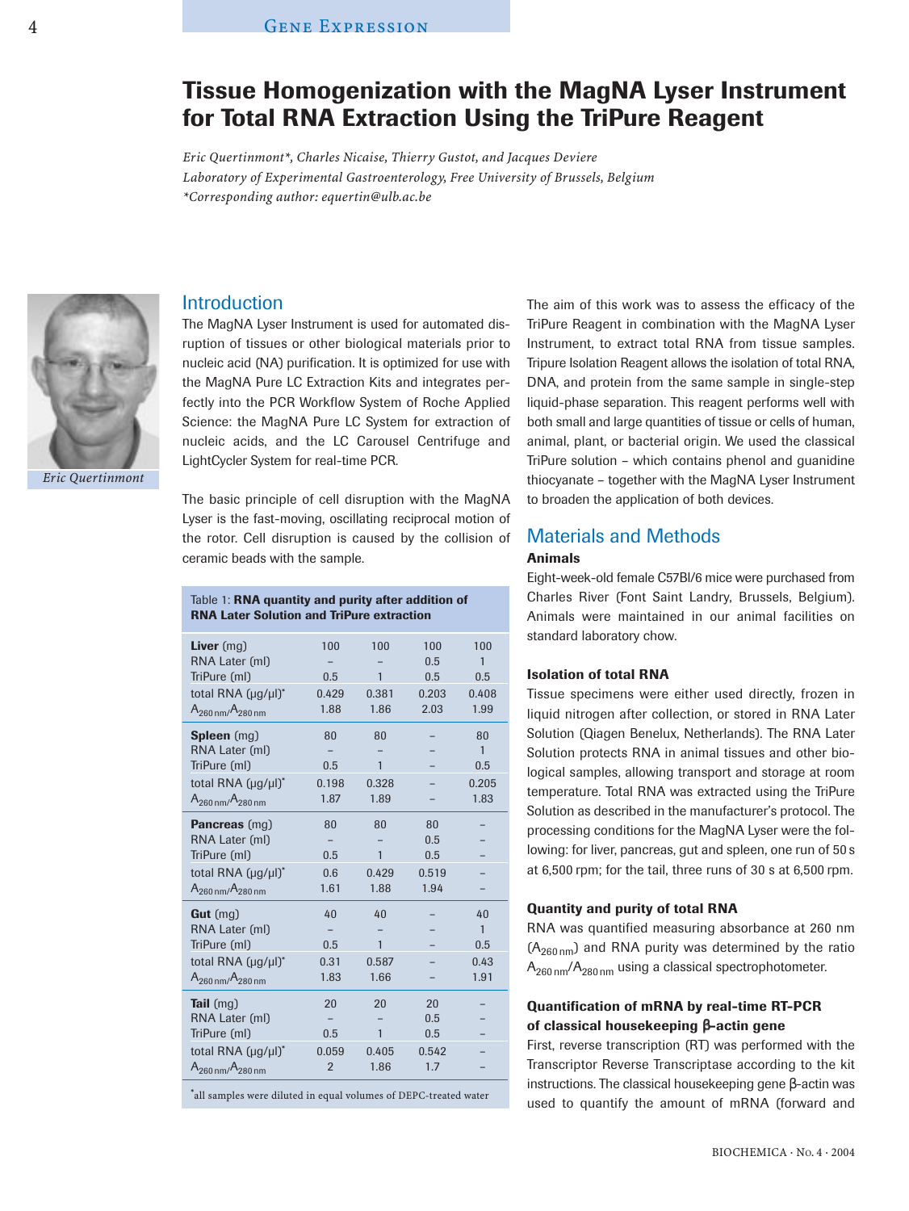# Tissue Homogenization with the MagNA Lyser Instrument for Total RNA Extraction Using the TriPure Reagent

*Eric Quertinmont\*, Charles Nicaise, Thierry Gustot, and Jacques Deviere*
*Laboratory of Experimental Gastroenterology, Free University of Brussels, Belgium*
*\*Corresponding author: equertin@ulb.ac.be*

*Eric Quertinmont*

## Introduction

The MagNA Lyser Instrument is used for automated disruption of tissues or other biological materials prior to nucleic acid (NA) purification. It is optimized for use with the MagNA Pure LC Extraction Kits and integrates perfectly into the PCR Workflow System of Roche Applied Science: the MagNA Pure LC System for extraction of nucleic acids, and the LC Carousel Centrifuge and LightCycler System for real-time PCR.

The basic principle of cell disruption with the MagNA Lyser is the fast-moving, oscillating reciprocal motion of the rotor. Cell disruption is caused by the collision of ceramic beads with the sample.

Table 1: **RNA quantity and purity after addition of RNA Later Solution and TriPure extraction**

| | | | | |
|---|---|---|---|---|
| **Liver** (mg) | 100 | 100 | 100 | 100 |
| RNA Later (ml) | – | – | 0.5 | 1 |
| TriPure (ml) | 0.5 | 1 | 0.5 | 0.5 |
| total RNA (µg/µl)* | 0.429 | 0.381 | 0.203 | 0.408 |
| $A_{260\,nm}/A_{280\,nm}$ | 1.88 | 1.86 | 2.03 | 1.99 |
| **Spleen** (mg) | 80 | 80 | – | 80 |
| RNA Later (ml) | – | – | – | 1 |
| TriPure (ml) | 0.5 | 1 | – | 0.5 |
| total RNA (µg/µl)* | 0.198 | 0.328 | – | 0.205 |
| $A_{260\,nm}/A_{280\,nm}$ | 1.87 | 1.89 | – | 1.83 |
| **Pancreas** (mg) | 80 | 80 | 80 | – |
| RNA Later (ml) | – | – | 0.5 | – |
| TriPure (ml) | 0.5 | 1 | 0.5 | – |
| total RNA (µg/µl)* | 0.6 | 0.429 | 0.519 | – |
| $A_{260\,nm}/A_{280\,nm}$ | 1.61 | 1.88 | 1.94 | – |
| **Gut** (mg) | 40 | 40 | – | 40 |
| RNA Later (ml) | – | – | – | 1 |
| TriPure (ml) | 0.5 | 1 | – | 0.5 |
| total RNA (µg/µl)* | 0.31 | 0.587 | – | 0.43 |
| $A_{260\,nm}/A_{280\,nm}$ | 1.83 | 1.66 | – | 1.91 |
| **Tail** (mg) | 20 | 20 | 20 | – |
| RNA Later (ml) | – | – | 0.5 | – |
| TriPure (ml) | 0.5 | 1 | 0.5 | – |
| total RNA (µg/µl)* | 0.059 | 0.405 | 0.542 | – |
| $A_{260\,nm}/A_{280\,nm}$ | 2 | 1.86 | 1.7 | – |

\*all samples were diluted in equal volumes of DEPC-treated water

The aim of this work was to assess the efficacy of the TriPure Reagent in combination with the MagNA Lyser Instrument, to extract total RNA from tissue samples. Tripure Isolation Reagent allows the isolation of total RNA, DNA, and protein from the same sample in single-step liquid-phase separation. This reagent performs well with both small and large quantities of tissue or cells of human, animal, plant, or bacterial origin. We used the classical TriPure solution – which contains phenol and guanidine thiocyanate – together with the MagNA Lyser Instrument to broaden the application of both devices.

## Materials and Methods

### Animals

Eight-week-old female C57Bl/6 mice were purchased from Charles River (Font Saint Landry, Brussels, Belgium). Animals were maintained in our animal facilities on standard laboratory chow.

### Isolation of total RNA

Tissue specimens were either used directly, frozen in liquid nitrogen after collection, or stored in RNA Later Solution (Qiagen Benelux, Netherlands). The RNA Later Solution protects RNA in animal tissues and other biological samples, allowing transport and storage at room temperature. Total RNA was extracted using the TriPure Solution as described in the manufacturer's protocol. The processing conditions for the MagNA Lyser were the following: for liver, pancreas, gut and spleen, one run of 50 s at 6,500 rpm; for the tail, three runs of 30 s at 6,500 rpm.

### Quantity and purity of total RNA

RNA was quantified measuring absorbance at 260 nm ($A_{260\,nm}$) and RNA purity was determined by the ratio $A_{260\,nm}/A_{280\,nm}$ using a classical spectrophotometer.

### Quantification of mRNA by real-time RT-PCR of classical housekeeping β-actin gene

First, reverse transcription (RT) was performed with the Transcriptor Reverse Transcriptase according to the kit instructions. The classical housekeeping gene β-actin was used to quantify the amount of mRNA (forward and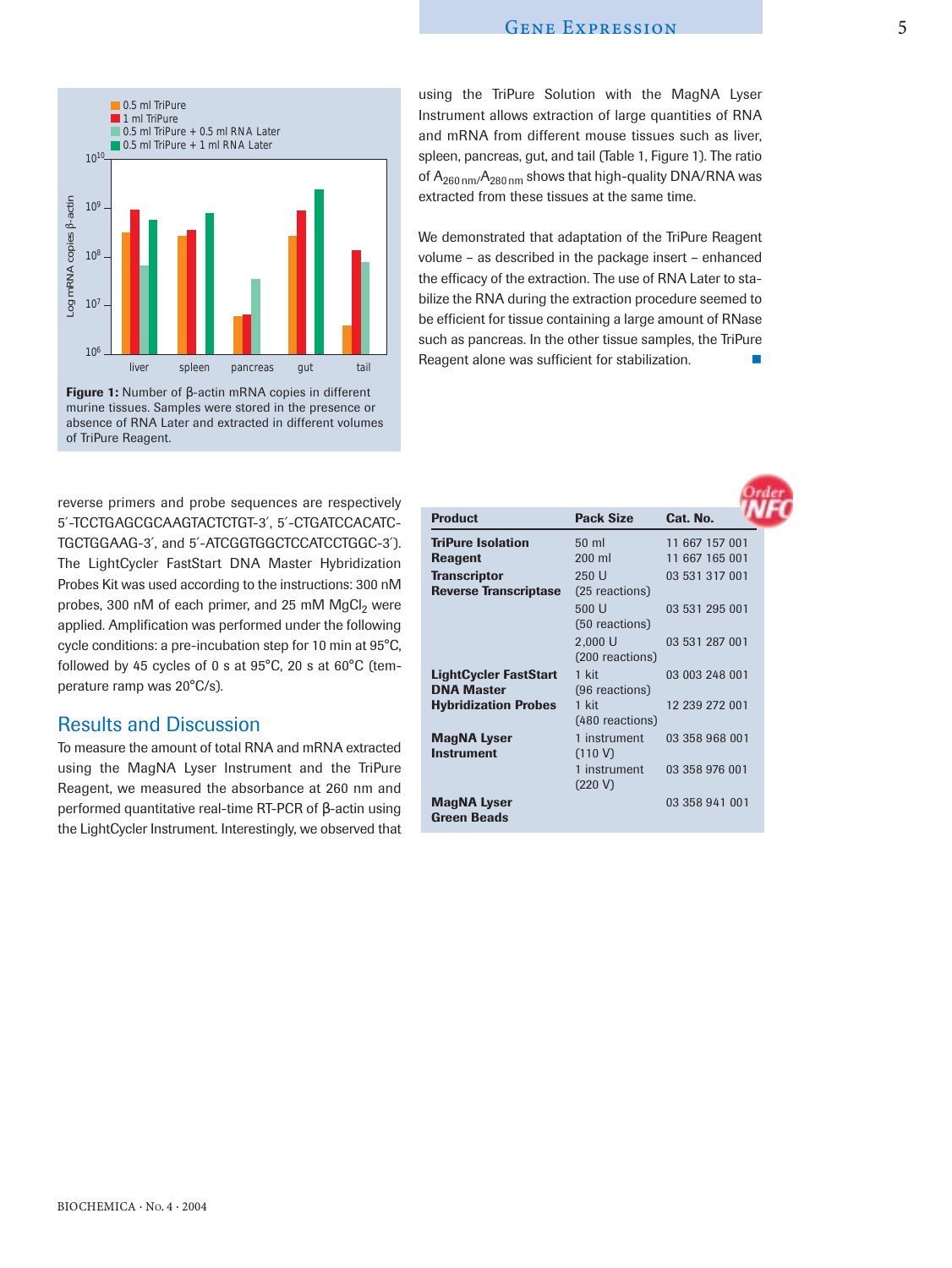0.5 ml TriPure
1 ml TriPure
0.5 ml TriPure + 0.5 ml RNA Later
0.5 ml TriPure + 1 ml RNA Later

Log mRNA copies β-actin

$10^{10}$
$10^{9}$
$10^{8}$
$10^{7}$
$10^{6}$

liver spleen pancreas gut tail

**Figure 1:** Number of β-actin mRNA copies in different murine tissues. Samples were stored in the presence or absence of RNA Later and extracted in different volumes of TriPure Reagent.

reverse primers and probe sequences are respectively 5′-TCCTGAGCGCAAGTACTCTGT-3′, 5′-CTGATCCACATC-TGCTGGAAG-3′, and 5′-ATCGGTGGCTCCATCCTGGC-3′). The LightCycler FastStart DNA Master Hybridization Probes Kit was used according to the instructions: 300 nM probes, 300 nM of each primer, and 25 mM $MgCl_2$ were applied. Amplification was performed under the following cycle conditions: a pre-incubation step for 10 min at 95°C, followed by 45 cycles of 0 s at 95°C, 20 s at 60°C (temperature ramp was 20°C/s).

## Results and Discussion

To measure the amount of total RNA and mRNA extracted using the MagNA Lyser Instrument and the TriPure Reagent, we measured the absorbance at 260 nm and performed quantitative real-time RT-PCR of β-actin using the LightCycler Instrument. Interestingly, we observed that using the TriPure Solution with the MagNA Lyser Instrument allows extraction of large quantities of RNA and mRNA from different mouse tissues such as liver, spleen, pancreas, gut, and tail (Table 1, Figure 1). The ratio of $A_{260\,nm}/A_{280\,nm}$ shows that high-quality DNA/RNA was extracted from these tissues at the same time.

We demonstrated that adaptation of the TriPure Reagent volume – as described in the package insert – enhanced the efficacy of the extraction. The use of RNA Later to stabilize the RNA during the extraction procedure seemed to be efficient for tissue containing a large amount of RNase such as pancreas. In the other tissue samples, the TriPure Reagent alone was sufficient for stabilization.

Order INFO

| Product | Pack Size | Cat. No. |
|---|---|---|
| **TriPure Isolation Reagent** | 50 ml | 11 667 157 001 |
| | 200 ml | 11 667 165 001 |
| **Transcriptor Reverse Transcriptase** | 250 U (25 reactions) | 03 531 317 001 |
| | 500 U (50 reactions) | 03 531 295 001 |
| | 2,000 U (200 reactions) | 03 531 287 001 |
| **LightCycler FastStart DNA Master Hybridization Probes** | 1 kit (96 reactions) | 03 003 248 001 |
| | 1 kit (480 reactions) | 12 239 272 001 |
| **MagNA Lyser Instrument** | 1 instrument (110 V) | 03 358 968 001 |
| | 1 instrument (220 V) | 03 358 976 001 |
| **MagNA Lyser Green Beads** | | 03 358 941 001 |